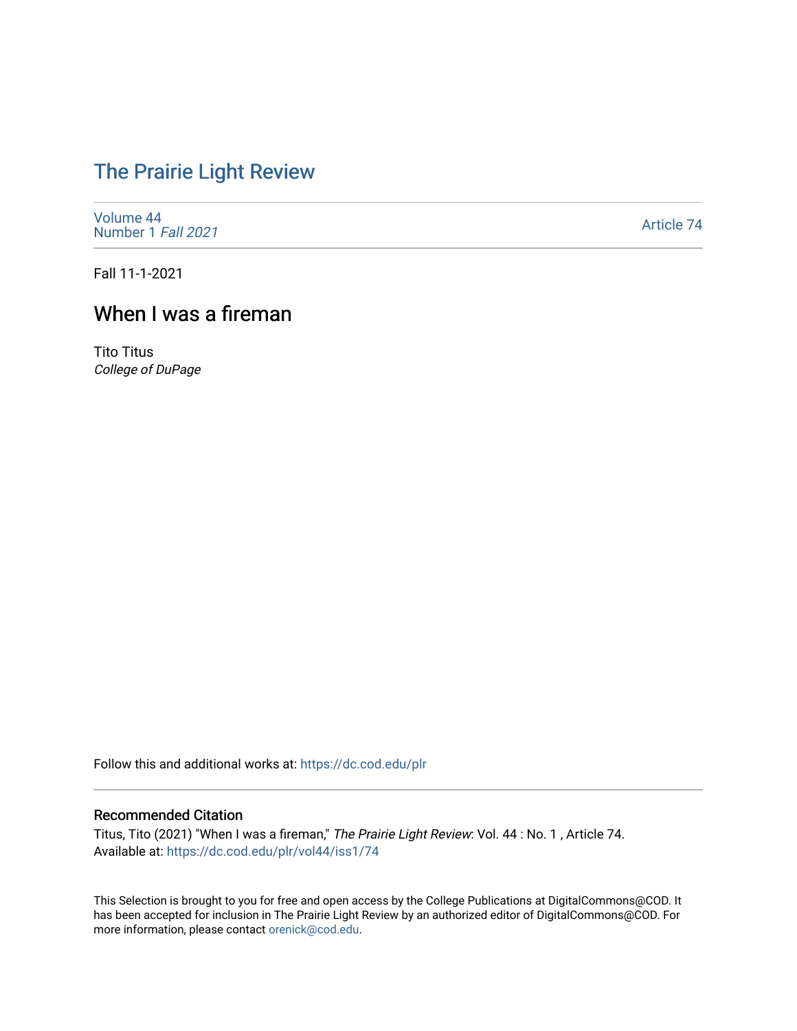# The Prairie Light Review

Volume 44
Number 1 *Fall 2021*

Article 74

Fall 11-1-2021

## When I was a fireman

Tito Titus
*College of DuPage*

Follow this and additional works at: https://dc.cod.edu/plr

### Recommended Citation

Titus, Tito (2021) "When I was a fireman," *The Prairie Light Review*: Vol. 44 : No. 1 , Article 74.
Available at: https://dc.cod.edu/plr/vol44/iss1/74

This Selection is brought to you for free and open access by the College Publications at DigitalCommons@COD. It has been accepted for inclusion in The Prairie Light Review by an authorized editor of DigitalCommons@COD. For more information, please contact orenick@cod.edu.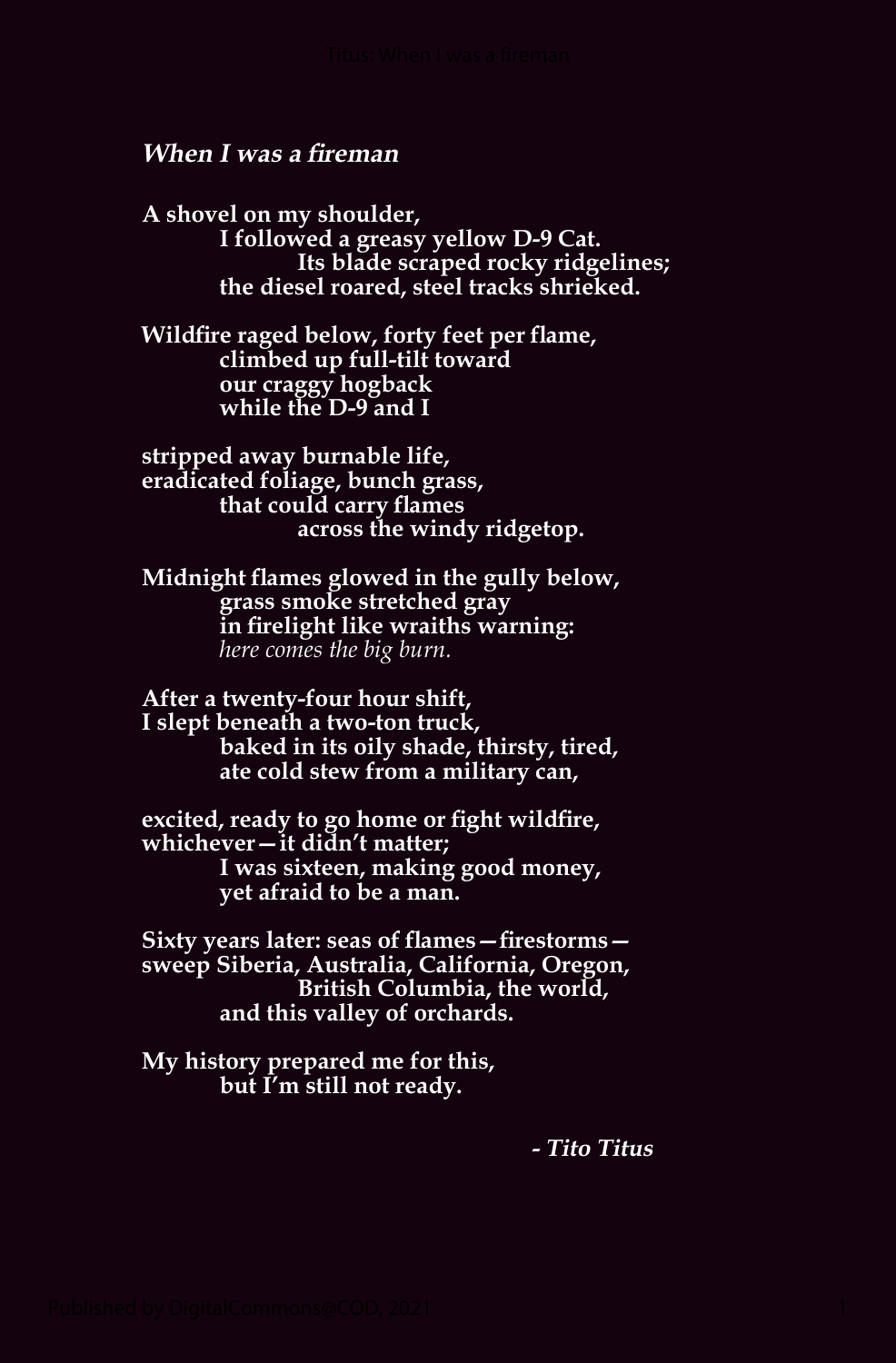## *When I was a fireman*

**A shovel on my shoulder,**  
**I followed a greasy yellow D-9 Cat.**  
**Its blade scraped rocky ridgelines;**  
**the diesel roared, steel tracks shrieked.**

**Wildfire raged below, forty feet per flame,**  
**climbed up full-tilt toward**  
**our craggy hogback**  
**while the D-9 and I**

**stripped away burnable life,**  
**eradicated foliage, bunch grass,**  
**that could carry flames**  
**across the windy ridgetop.**

**Midnight flames glowed in the gully below,**  
**grass smoke stretched gray**  
**in firelight like wraiths warning:**  
*here comes the big burn.*

**After a twenty-four hour shift,**  
**I slept beneath a two-ton truck,**  
**baked in its oily shade, thirsty, tired,**  
**ate cold stew from a military can,**

**excited, ready to go home or fight wildfire,**  
**whichever—it didn't matter;**  
**I was sixteen, making good money,**  
**yet afraid to be a man.**

**Sixty years later: seas of flames—firestorms—**  
**sweep Siberia, Australia, California, Oregon,**  
**British Columbia, the world,**  
**and this valley of orchards.**

**My history prepared me for this,**  
**but I'm still not ready.**

***- Tito Titus***